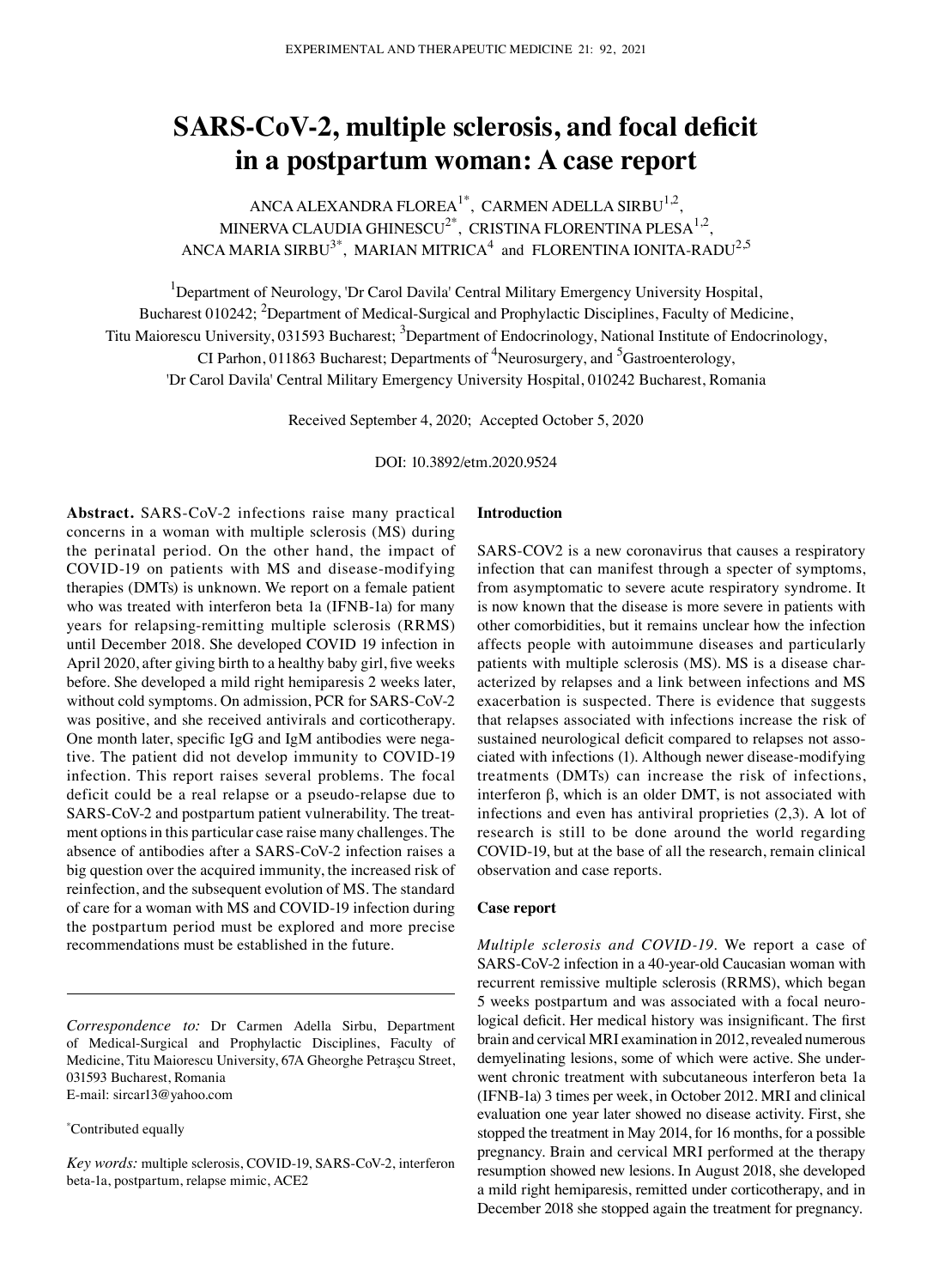# SARS-CoV-2, multiple sclerosis, and focal deficit in a postpartum woman: A case report

ANCA ALEXANDRA FLOREA[1*], CARMEN ADELLA SIRBU[1,2], MINERVA CLAUDIA GHINESCU[2*], CRISTINA FLORENTINA PLESA[1,2], ANCA MARIA SIRBU[3*], MARIAN MITRICA[4] and FLORENTINA IONITA-RADU[2,5]

[1]Department of Neurology, 'Dr Carol Davila' Central Military Emergency University Hospital, Bucharest 010242; [2]Department of Medical-Surgical and Prophylactic Disciplines, Faculty of Medicine, Titu Maiorescu University, 031593 Bucharest; [3]Department of Endocrinology, National Institute of Endocrinology, CI Parhon, 011863 Bucharest; Departments of [4]Neurosurgery, and [5]Gastroenterology, 'Dr Carol Davila' Central Military Emergency University Hospital, 010242 Bucharest, Romania

Received September 4, 2020; Accepted October 5, 2020

DOI: 10.3892/etm.2020.9524

**Abstract.** SARS-CoV-2 infections raise many practical concerns in a woman with multiple sclerosis (MS) during the perinatal period. On the other hand, the impact of COVID-19 on patients with MS and disease-modifying therapies (DMTs) is unknown. We report on a female patient who was treated with interferon beta 1a (IFNB-1a) for many years for relapsing-remitting multiple sclerosis (RRMS) until December 2018. She developed COVID 19 infection in April 2020, after giving birth to a healthy baby girl, five weeks before. She developed a mild right hemiparesis 2 weeks later, without cold symptoms. On admission, PCR for SARS-CoV-2 was positive, and she received antivirals and corticotherapy. One month later, specific IgG and IgM antibodies were negative. The patient did not develop immunity to COVID-19 infection. This report raises several problems. The focal deficit could be a real relapse or a pseudo-relapse due to SARS-CoV-2 and postpartum patient vulnerability. The treatment options in this particular case raise many challenges. The absence of antibodies after a SARS-CoV-2 infection raises a big question over the acquired immunity, the increased risk of reinfection, and the subsequent evolution of MS. The standard of care for a woman with MS and COVID-19 infection during the postpartum period must be explored and more precise recommendations must be established in the future.

*Correspondence to:* Dr Carmen Adella Sirbu, Department of Medical-Surgical and Prophylactic Disciplines, Faculty of Medicine, Titu Maiorescu University, 67A Gheorghe Petraşcu Street, 031593 Bucharest, Romania
E-mail: sircar13@yahoo.com

*Contributed equally

*Key words:* multiple sclerosis, COVID-19, SARS-CoV-2, interferon beta-1a, postpartum, relapse mimic, ACE2

## Introduction

SARS-COV2 is a new coronavirus that causes a respiratory infection that can manifest through a specter of symptoms, from asymptomatic to severe acute respiratory syndrome. It is now known that the disease is more severe in patients with other comorbidities, but it remains unclear how the infection affects people with autoimmune diseases and particularly patients with multiple sclerosis (MS). MS is a disease characterized by relapses and a link between infections and MS exacerbation is suspected. There is evidence that suggests that relapses associated with infections increase the risk of sustained neurological deficit compared to relapses not associated with infections (1). Although newer disease-modifying treatments (DMTs) can increase the risk of infections, interferon β, which is an older DMT, is not associated with infections and even has antiviral proprieties (2,3). A lot of research is still to be done around the world regarding COVID-19, but at the base of all the research, remain clinical observation and case reports.

## Case report

*Multiple sclerosis and COVID-19.* We report a case of SARS-CoV-2 infection in a 40-year-old Caucasian woman with recurrent remissive multiple sclerosis (RRMS), which began 5 weeks postpartum and was associated with a focal neurological deficit. Her medical history was insignificant. The first brain and cervical MRI examination in 2012, revealed numerous demyelinating lesions, some of which were active. She underwent chronic treatment with subcutaneous interferon beta 1a (IFNB-1a) 3 times per week, in October 2012. MRI and clinical evaluation one year later showed no disease activity. First, she stopped the treatment in May 2014, for 16 months, for a possible pregnancy. Brain and cervical MRI performed at the therapy resumption showed new lesions. In August 2018, she developed a mild right hemiparesis, remitted under corticotherapy, and in December 2018 she stopped again the treatment for pregnancy.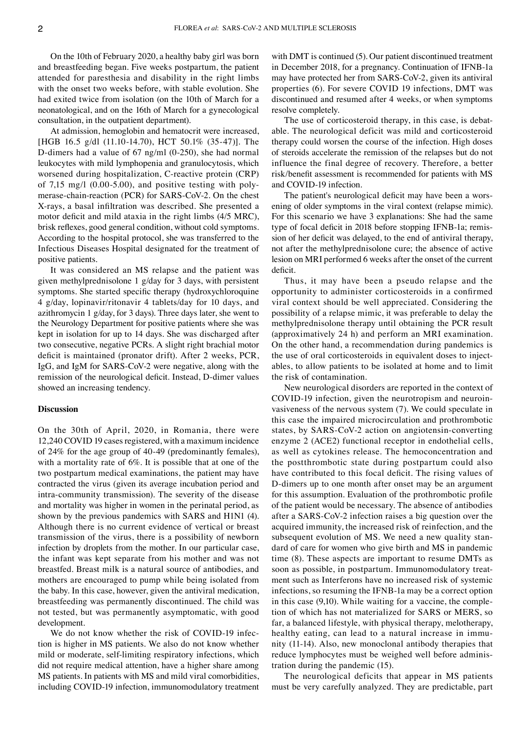On the 10th of February 2020, a healthy baby girl was born and breastfeeding began. Five weeks postpartum, the patient attended for paresthesia and disability in the right limbs with the onset two weeks before, with stable evolution. She had exited twice from isolation (on the 10th of March for a neonatological, and on the 16th of March for a gynecological consultation, in the outpatient department).

At admission, hemoglobin and hematocrit were increased, [HGB 16.5 g/dl (11.10-14.70), HCT 50.1% (35-47)]. The D-dimers had a value of 67 ng/ml (0-250), she had normal leukocytes with mild lymphopenia and granulocytosis, which worsened during hospitalization, C-reactive protein (CRP) of 7,15 mg/l (0.00-5.00), and positive testing with polymerase-chain-reaction (PCR) for SARS-CoV-2. On the chest X-rays, a basal infiltration was described. She presented a motor deficit and mild ataxia in the right limbs (4/5 MRC), brisk reflexes, good general condition, without cold symptoms. According to the hospital protocol, she was transferred to the Infectious Diseases Hospital designated for the treatment of positive patients.

It was considered an MS relapse and the patient was given methylprednisolone 1 g/day for 3 days, with persistent symptoms. She started specific therapy (hydroxychloroquine 4 g/day, lopinavir/ritonavir 4 tablets/day for 10 days, and azithromycin 1 g/day, for 3 days). Three days later, she went to the Neurology Department for positive patients where she was kept in isolation for up to 14 days. She was discharged after two consecutive, negative PCRs. A slight right brachial motor deficit is maintained (pronator drift). After 2 weeks, PCR, IgG, and IgM for SARS-CoV-2 were negative, along with the remission of the neurological deficit. Instead, D-dimer values showed an increasing tendency.

## Discussion

On the 30th of April, 2020, in Romania, there were 12,240 COVID 19 cases registered, with a maximum incidence of 24% for the age group of 40-49 (predominantly females), with a mortality rate of 6%. It is possible that at one of the two postpartum medical examinations, the patient may have contracted the virus (given its average incubation period and intra-community transmission). The severity of the disease and mortality was higher in women in the perinatal period, as shown by the previous pandemics with SARS and H1N1 (4). Although there is no current evidence of vertical or breast transmission of the virus, there is a possibility of newborn infection by droplets from the mother. In our particular case, the infant was kept separate from his mother and was not breastfed. Breast milk is a natural source of antibodies, and mothers are encouraged to pump while being isolated from the baby. In this case, however, given the antiviral medication, breastfeeding was permanently discontinued. The child was not tested, but was permanently asymptomatic, with good development.

We do not know whether the risk of COVID-19 infection is higher in MS patients. We also do not know whether mild or moderate, self-limiting respiratory infections, which did not require medical attention, have a higher share among MS patients. In patients with MS and mild viral comorbidities, including COVID-19 infection, immunomodulatory treatment with DMT is continued (5). Our patient discontinued treatment in December 2018, for a pregnancy. Continuation of IFNB-1a may have protected her from SARS-CoV-2, given its antiviral properties (6). For severe COVID 19 infections, DMT was discontinued and resumed after 4 weeks, or when symptoms resolve completely.

The use of corticosteroid therapy, in this case, is debatable. The neurological deficit was mild and corticosteroid therapy could worsen the course of the infection. High doses of steroids accelerate the remission of the relapses but do not influence the final degree of recovery. Therefore, a better risk/benefit assessment is recommended for patients with MS and COVID-19 infection.

The patient's neurological deficit may have been a worsening of older symptoms in the viral context (relapse mimic). For this scenario we have 3 explanations: She had the same type of focal deficit in 2018 before stopping IFNB-1a; remission of her deficit was delayed, to the end of antiviral therapy, not after the methylprednisolone cure; the absence of active lesion on MRI performed 6 weeks after the onset of the current deficit.

Thus, it may have been a pseudo relapse and the opportunity to administer corticosteroids in a confirmed viral context should be well appreciated. Considering the possibility of a relapse mimic, it was preferable to delay the methylprednisolone therapy until obtaining the PCR result (approximatively 24 h) and perform an MRI examination. On the other hand, a recommendation during pandemics is the use of oral corticosteroids in equivalent doses to injectables, to allow patients to be isolated at home and to limit the risk of contamination.

New neurological disorders are reported in the context of COVID-19 infection, given the neurotropism and neuroinvasiveness of the nervous system (7). We could speculate in this case the impaired microcirculation and prothrombotic states, by SARS-CoV-2 action on angiotensin-converting enzyme 2 (ACE2) functional receptor in endothelial cells, as well as cytokines release. The hemoconcentration and the postthrombotic state during postpartum could also have contributed to this focal deficit. The rising values of D-dimers up to one month after onset may be an argument for this assumption. Evaluation of the prothrombotic profile of the patient would be necessary. The absence of antibodies after a SARS-CoV-2 infection raises a big question over the acquired immunity, the increased risk of reinfection, and the subsequent evolution of MS. We need a new quality standard of care for women who give birth and MS in pandemic time (8). These aspects are important to resume DMTs as soon as possible, in postpartum. Immunomodulatory treatment such as Interferons have no increased risk of systemic infections, so resuming the IFNB-1a may be a correct option in this case (9,10). While waiting for a vaccine, the completion of which has not materialized for SARS or MERS, so far, a balanced lifestyle, with physical therapy, melotherapy, healthy eating, can lead to a natural increase in immunity (11-14). Also, new monoclonal antibody therapies that reduce lymphocytes must be weighed well before administration during the pandemic (15).

The neurological deficits that appear in MS patients must be very carefully analyzed. They are predictable, part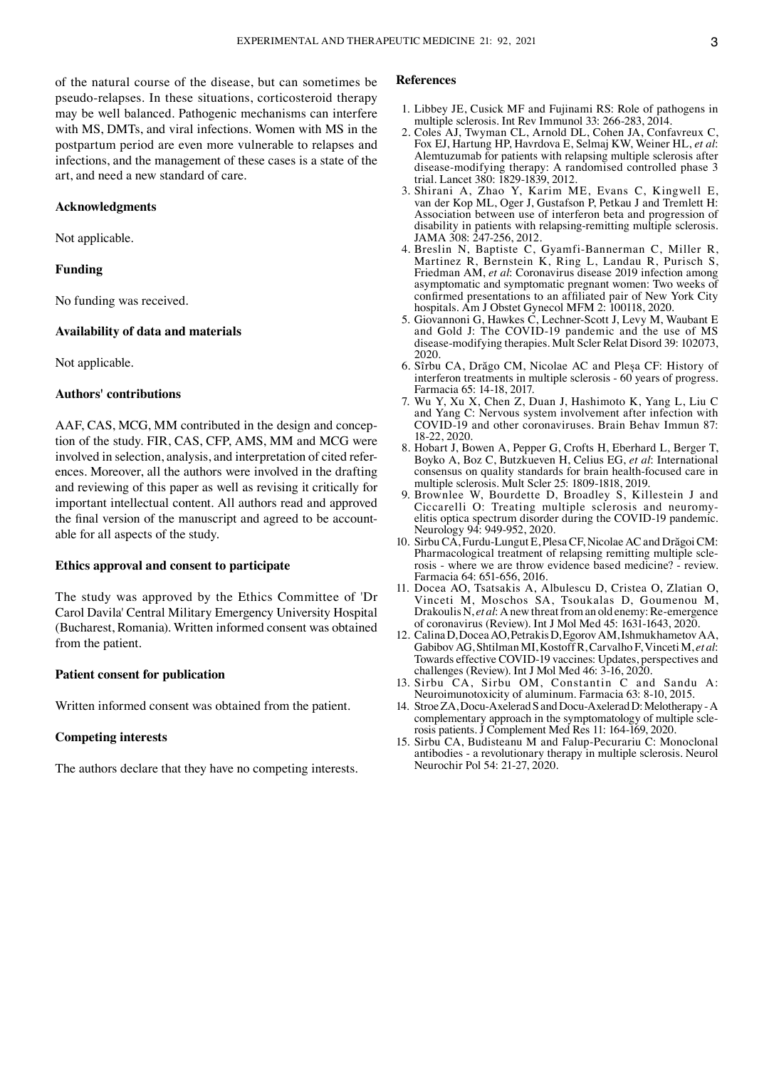of the natural course of the disease, but can sometimes be pseudo-relapses. In these situations, corticosteroid therapy may be well balanced. Pathogenic mechanisms can interfere with MS, DMTs, and viral infections. Women with MS in the postpartum period are even more vulnerable to relapses and infections, and the management of these cases is a state of the art, and need a new standard of care.

### Acknowledgments

Not applicable.

### Funding

No funding was received.

### Availability of data and materials

Not applicable.

### Authors' contributions

AAF, CAS, MCG, MM contributed in the design and conception of the study. FIR, CAS, CFP, AMS, MM and MCG were involved in selection, analysis, and interpretation of cited references. Moreover, all the authors were involved in the drafting and reviewing of this paper as well as revising it critically for important intellectual content. All authors read and approved the final version of the manuscript and agreed to be accountable for all aspects of the study.

### Ethics approval and consent to participate

The study was approved by the Ethics Committee of 'Dr Carol Davila' Central Military Emergency University Hospital (Bucharest, Romania). Written informed consent was obtained from the patient.

### Patient consent for publication

Written informed consent was obtained from the patient.

### Competing interests

The authors declare that they have no competing interests.

### References

1. Libbey JE, Cusick MF and Fujinami RS: Role of pathogens in multiple sclerosis. Int Rev Immunol 33: 266-283, 2014.
2. Coles AJ, Twyman CL, Arnold DL, Cohen JA, Confavreux C, Fox EJ, Hartung HP, Havrdova E, Selmaj KW, Weiner HL, *et al*: Alemtuzumab for patients with relapsing multiple sclerosis after disease-modifying therapy: A randomised controlled phase 3 trial. Lancet 380: 1829-1839, 2012.
3. Shirani A, Zhao Y, Karim ME, Evans C, Kingwell E, van der Kop ML, Oger J, Gustafson P, Petkau J and Tremlett H: Association between use of interferon beta and progression of disability in patients with relapsing-remitting multiple sclerosis. JAMA 308: 247-256, 2012.
4. Breslin N, Baptiste C, Gyamfi-Bannerman C, Miller R, Martinez R, Bernstein K, Ring L, Landau R, Purisch S, Friedman AM, *et al*: Coronavirus disease 2019 infection among asymptomatic and symptomatic pregnant women: Two weeks of confirmed presentations to an affiliated pair of New York City hospitals. Am J Obstet Gynecol MFM 2: 100118, 2020.
5. Giovannoni G, Hawkes C, Lechner-Scott J, Levy M, Waubant E and Gold J: The COVID-19 pandemic and the use of MS disease-modifying therapies. Mult Scler Relat Disord 39: 102073, 2020.
6. Sîrbu CA, Drăgo CM, Nicolae AC and Pleșa CF: History of interferon treatments in multiple sclerosis - 60 years of progress. Farmacia 65: 14-18, 2017.
7. Wu Y, Xu X, Chen Z, Duan J, Hashimoto K, Yang L, Liu C and Yang C: Nervous system involvement after infection with COVID-19 and other coronaviruses. Brain Behav Immun 87: 18-22, 2020.
8. Hobart J, Bowen A, Pepper G, Crofts H, Eberhard L, Berger T, Boyko A, Boz C, Butzkueven H, Celius EG, *et al*: International consensus on quality standards for brain health-focused care in multiple sclerosis. Mult Scler 25: 1809-1818, 2019.
9. Brownlee W, Bourdette D, Broadley S, Killestein J and Ciccarelli O: Treating multiple sclerosis and neuromyelitis optica spectrum disorder during the COVID-19 pandemic. Neurology 94: 949-952, 2020.
10. Sirbu CA, Furdu-Lungut E, Plesa CF, Nicolae AC and Drăgoi CM: Pharmacological treatment of relapsing remitting multiple sclerosis - where we are throw evidence based medicine? - review. Farmacia 64: 651-656, 2016.
11. Docea AO, Tsatsakis A, Albulescu D, Cristea O, Zlatian O, Vinceti M, Moschos SA, Tsoukalas D, Goumenou M, Drakoulis N, *et al*: A new threat from an old enemy: Re-emergence of coronavirus (Review). Int J Mol Med 45: 1631-1643, 2020.
12. Calina D, Docea AO, Petrakis D, Egorov AM, Ishmukhametov AA, Gabibov AG, Shtilman MI, Kostoff R, Carvalho F, Vinceti M, *et al*: Towards effective COVID-19 vaccines: Updates, perspectives and challenges (Review). Int J Mol Med 46: 3-16, 2020.
13. Sirbu CA, Sirbu OM, Constantin C and Sandu A: Neuroimunotoxicity of aluminum. Farmacia 63: 8-10, 2015.
14. Stroe ZA, Docu-Axelerad S and Docu-Axelerad D: Melotherapy - A complementary approach in the symptomatology of multiple sclerosis patients. J Complement Med Res 11: 164-169, 2020.
15. Sirbu CA, Budisteanu M and Falup-Pecurariu C: Monoclonal antibodies - a revolutionary therapy in multiple sclerosis. Neurol Neurochir Pol 54: 21-27, 2020.